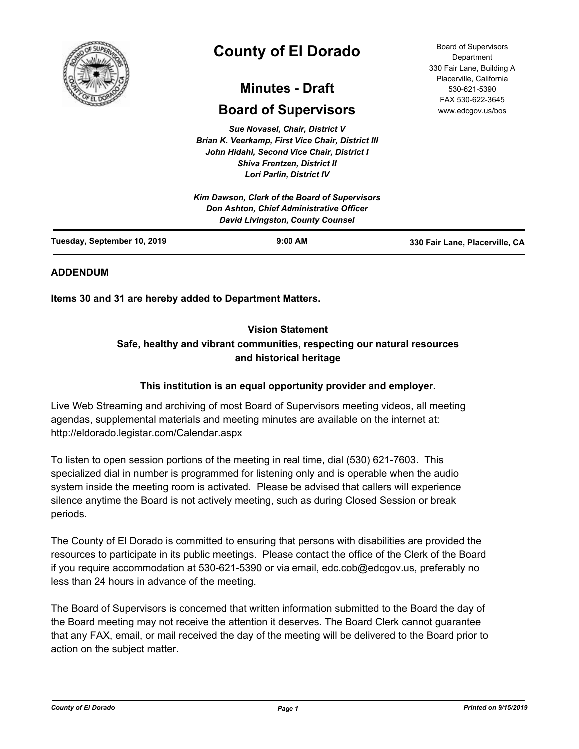# County of El Dorado

## Minutes - Draft

## Board of Supervisors

Board of Supervisors Department
330 Fair Lane, Building A
Placerville, California
530-621-5390
FAX 530-622-3645
www.edcgov.us/bos

*Sue Novasel, Chair, District V*
*Brian K. Veerkamp, First Vice Chair, District III*
*John Hidahl, Second Vice Chair, District I*
*Shiva Frentzen, District II*
*Lori Parlin, District IV*

*Kim Dawson, Clerk of the Board of Supervisors*
*Don Ashton, Chief Administrative Officer*
*David Livingston, County Counsel*

**Tuesday, September 10, 2019** | **9:00 AM** | **330 Fair Lane, Placerville, CA**

**ADDENDUM**

**Items 30 and 31 are hereby added to Department Matters.**

**Vision Statement**
**Safe, healthy and vibrant communities, respecting our natural resources and historical heritage**

**This institution is an equal opportunity provider and employer.**

Live Web Streaming and archiving of most Board of Supervisors meeting videos, all meeting agendas, supplemental materials and meeting minutes are available on the internet at: http://eldorado.legistar.com/Calendar.aspx

To listen to open session portions of the meeting in real time, dial (530) 621-7603. This specialized dial in number is programmed for listening only and is operable when the audio system inside the meeting room is activated. Please be advised that callers will experience silence anytime the Board is not actively meeting, such as during Closed Session or break periods.

The County of El Dorado is committed to ensuring that persons with disabilities are provided the resources to participate in its public meetings. Please contact the office of the Clerk of the Board if you require accommodation at 530-621-5390 or via email, edc.cob@edcgov.us, preferably no less than 24 hours in advance of the meeting.

The Board of Supervisors is concerned that written information submitted to the Board the day of the Board meeting may not receive the attention it deserves. The Board Clerk cannot guarantee that any FAX, email, or mail received the day of the meeting will be delivered to the Board prior to action on the subject matter.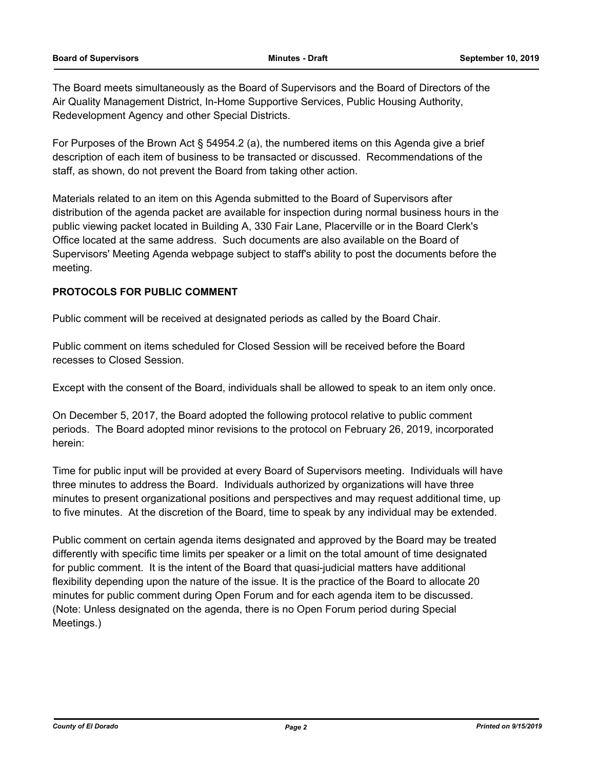The Board meets simultaneously as the Board of Supervisors and the Board of Directors of the Air Quality Management District, In-Home Supportive Services, Public Housing Authority, Redevelopment Agency and other Special Districts.

For Purposes of the Brown Act § 54954.2 (a), the numbered items on this Agenda give a brief description of each item of business to be transacted or discussed. Recommendations of the staff, as shown, do not prevent the Board from taking other action.

Materials related to an item on this Agenda submitted to the Board of Supervisors after distribution of the agenda packet are available for inspection during normal business hours in the public viewing packet located in Building A, 330 Fair Lane, Placerville or in the Board Clerk's Office located at the same address. Such documents are also available on the Board of Supervisors' Meeting Agenda webpage subject to staff's ability to post the documents before the meeting.

**PROTOCOLS FOR PUBLIC COMMENT**

Public comment will be received at designated periods as called by the Board Chair.

Public comment on items scheduled for Closed Session will be received before the Board recesses to Closed Session.

Except with the consent of the Board, individuals shall be allowed to speak to an item only once.

On December 5, 2017, the Board adopted the following protocol relative to public comment periods. The Board adopted minor revisions to the protocol on February 26, 2019, incorporated herein:

Time for public input will be provided at every Board of Supervisors meeting. Individuals will have three minutes to address the Board. Individuals authorized by organizations will have three minutes to present organizational positions and perspectives and may request additional time, up to five minutes. At the discretion of the Board, time to speak by any individual may be extended.

Public comment on certain agenda items designated and approved by the Board may be treated differently with specific time limits per speaker or a limit on the total amount of time designated for public comment. It is the intent of the Board that quasi-judicial matters have additional flexibility depending upon the nature of the issue. It is the practice of the Board to allocate 20 minutes for public comment during Open Forum and for each agenda item to be discussed. (Note: Unless designated on the agenda, there is no Open Forum period during Special Meetings.)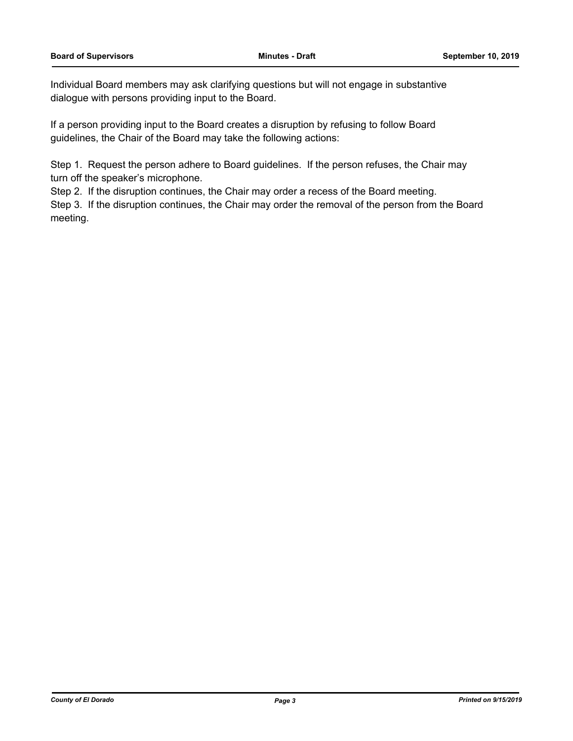Individual Board members may ask clarifying questions but will not engage in substantive dialogue with persons providing input to the Board.

If a person providing input to the Board creates a disruption by refusing to follow Board guidelines, the Chair of the Board may take the following actions:

Step 1. Request the person adhere to Board guidelines. If the person refuses, the Chair may turn off the speaker's microphone.
Step 2. If the disruption continues, the Chair may order a recess of the Board meeting.
Step 3. If the disruption continues, the Chair may order the removal of the person from the Board meeting.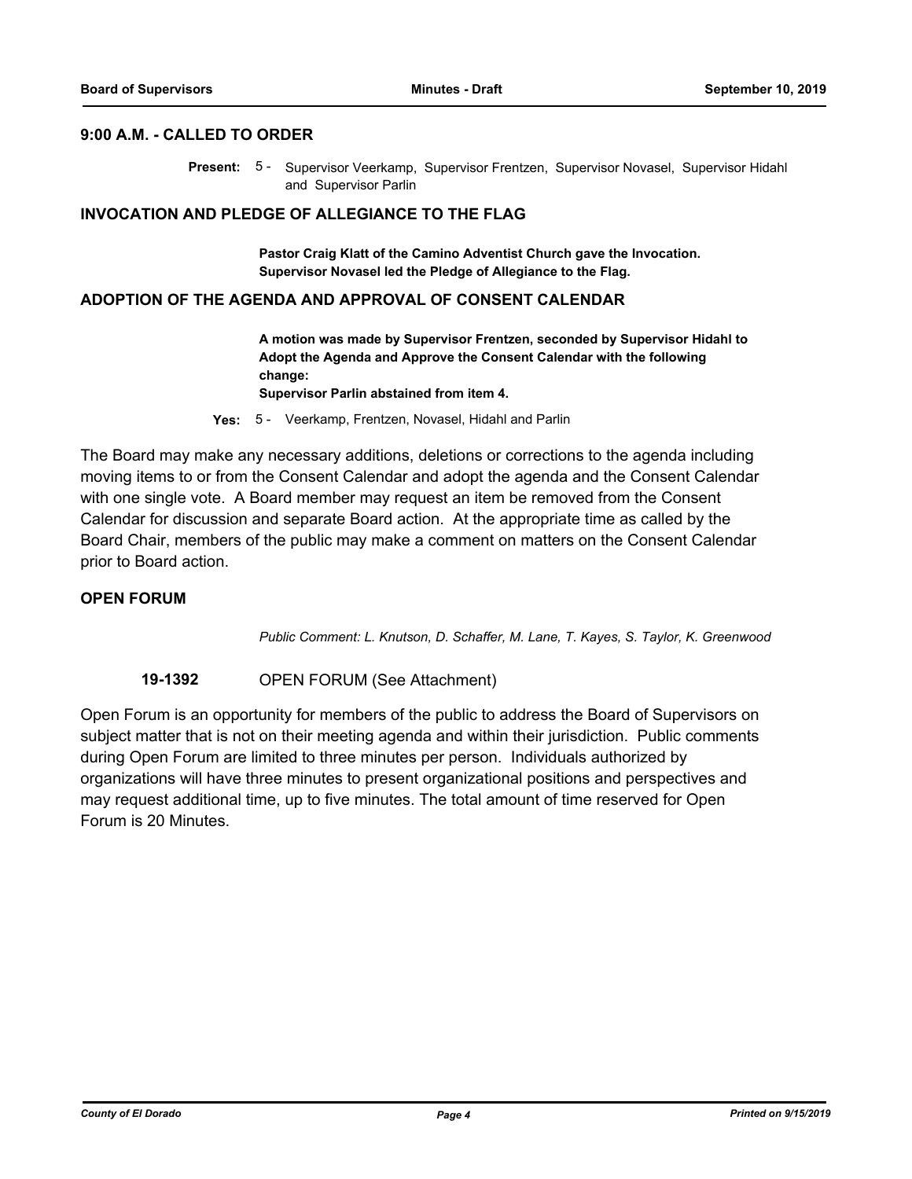## 9:00 A.M. - CALLED TO ORDER

**Present:** 5 - Supervisor Veerkamp, Supervisor Frentzen, Supervisor Novasel, Supervisor Hidahl and Supervisor Parlin

## INVOCATION AND PLEDGE OF ALLEGIANCE TO THE FLAG

**Pastor Craig Klatt of the Camino Adventist Church gave the Invocation. Supervisor Novasel led the Pledge of Allegiance to the Flag.**

## ADOPTION OF THE AGENDA AND APPROVAL OF CONSENT CALENDAR

**A motion was made by Supervisor Frentzen, seconded by Supervisor Hidahl to Adopt the Agenda and Approve the Consent Calendar with the following change:**
**Supervisor Parlin abstained from item 4.**

**Yes:** 5 - Veerkamp, Frentzen, Novasel, Hidahl and Parlin

The Board may make any necessary additions, deletions or corrections to the agenda including moving items to or from the Consent Calendar and adopt the agenda and the Consent Calendar with one single vote. A Board member may request an item be removed from the Consent Calendar for discussion and separate Board action. At the appropriate time as called by the Board Chair, members of the public may make a comment on matters on the Consent Calendar prior to Board action.

## OPEN FORUM

*Public Comment: L. Knutson, D. Schaffer, M. Lane, T. Kayes, S. Taylor, K. Greenwood*

**19-1392** OPEN FORUM (See Attachment)

Open Forum is an opportunity for members of the public to address the Board of Supervisors on subject matter that is not on their meeting agenda and within their jurisdiction. Public comments during Open Forum are limited to three minutes per person. Individuals authorized by organizations will have three minutes to present organizational positions and perspectives and may request additional time, up to five minutes. The total amount of time reserved for Open Forum is 20 Minutes.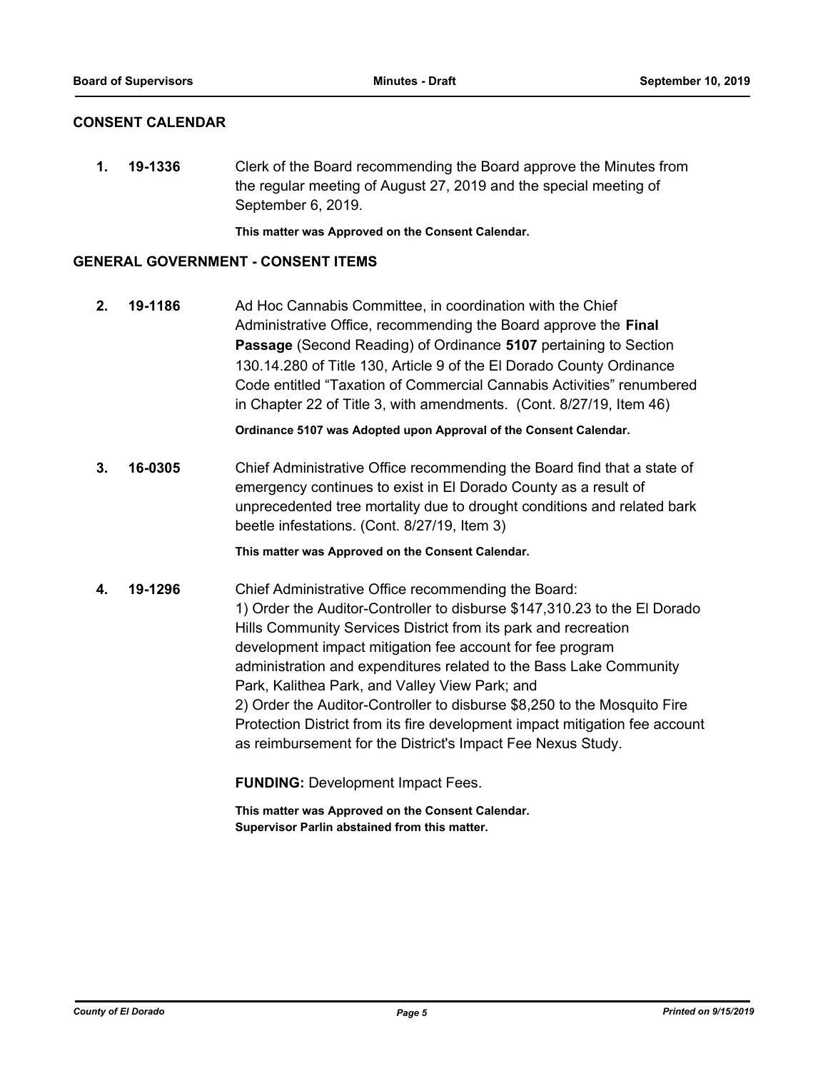## CONSENT CALENDAR

**1. 19-1336** Clerk of the Board recommending the Board approve the Minutes from the regular meeting of August 27, 2019 and the special meeting of September 6, 2019.

**This matter was Approved on the Consent Calendar.**

## GENERAL GOVERNMENT - CONSENT ITEMS

**2. 19-1186** Ad Hoc Cannabis Committee, in coordination with the Chief Administrative Office, recommending the Board approve the **Final Passage** (Second Reading) of Ordinance **5107** pertaining to Section 130.14.280 of Title 130, Article 9 of the El Dorado County Ordinance Code entitled "Taxation of Commercial Cannabis Activities" renumbered in Chapter 22 of Title 3, with amendments. (Cont. 8/27/19, Item 46)

**Ordinance 5107 was Adopted upon Approval of the Consent Calendar.**

**3. 16-0305** Chief Administrative Office recommending the Board find that a state of emergency continues to exist in El Dorado County as a result of unprecedented tree mortality due to drought conditions and related bark beetle infestations. (Cont. 8/27/19, Item 3)

**This matter was Approved on the Consent Calendar.**

**4. 19-1296** Chief Administrative Office recommending the Board:
1) Order the Auditor-Controller to disburse $147,310.23 to the El Dorado Hills Community Services District from its park and recreation development impact mitigation fee account for fee program administration and expenditures related to the Bass Lake Community Park, Kalithea Park, and Valley View Park; and
2) Order the Auditor-Controller to disburse $8,250 to the Mosquito Fire Protection District from its fire development impact mitigation fee account as reimbursement for the District's Impact Fee Nexus Study.

**FUNDING:** Development Impact Fees.

**This matter was Approved on the Consent Calendar.**
**Supervisor Parlin abstained from this matter.**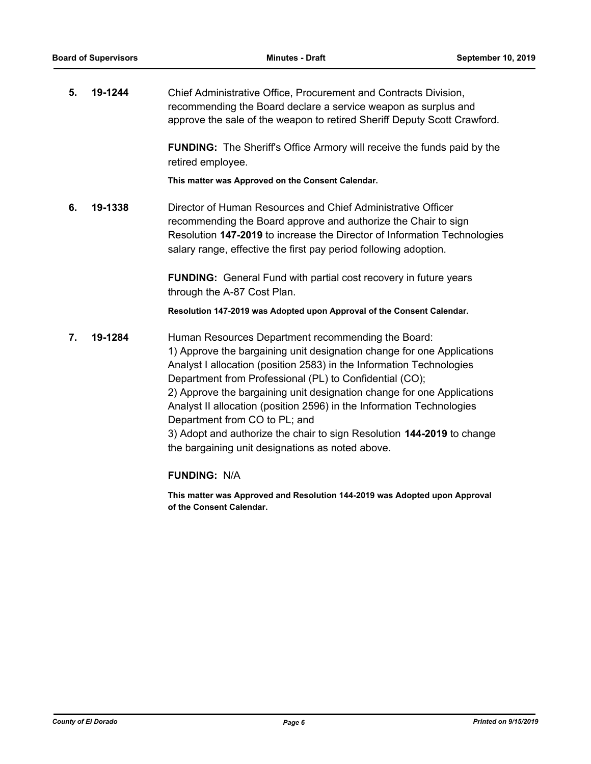**5. 19-1244** Chief Administrative Office, Procurement and Contracts Division, recommending the Board declare a service weapon as surplus and approve the sale of the weapon to retired Sheriff Deputy Scott Crawford.

**FUNDING:** The Sheriff's Office Armory will receive the funds paid by the retired employee.

**This matter was Approved on the Consent Calendar.**

**6. 19-1338** Director of Human Resources and Chief Administrative Officer recommending the Board approve and authorize the Chair to sign Resolution **147-2019** to increase the Director of Information Technologies salary range, effective the first pay period following adoption.

**FUNDING:** General Fund with partial cost recovery in future years through the A-87 Cost Plan.

**Resolution 147-2019 was Adopted upon Approval of the Consent Calendar.**

**7. 19-1284** Human Resources Department recommending the Board:
1) Approve the bargaining unit designation change for one Applications Analyst I allocation (position 2583) in the Information Technologies Department from Professional (PL) to Confidential (CO);
2) Approve the bargaining unit designation change for one Applications Analyst II allocation (position 2596) in the Information Technologies Department from CO to PL; and
3) Adopt and authorize the chair to sign Resolution **144-2019** to change the bargaining unit designations as noted above.

**FUNDING:** N/A

**This matter was Approved and Resolution 144-2019 was Adopted upon Approval of the Consent Calendar.**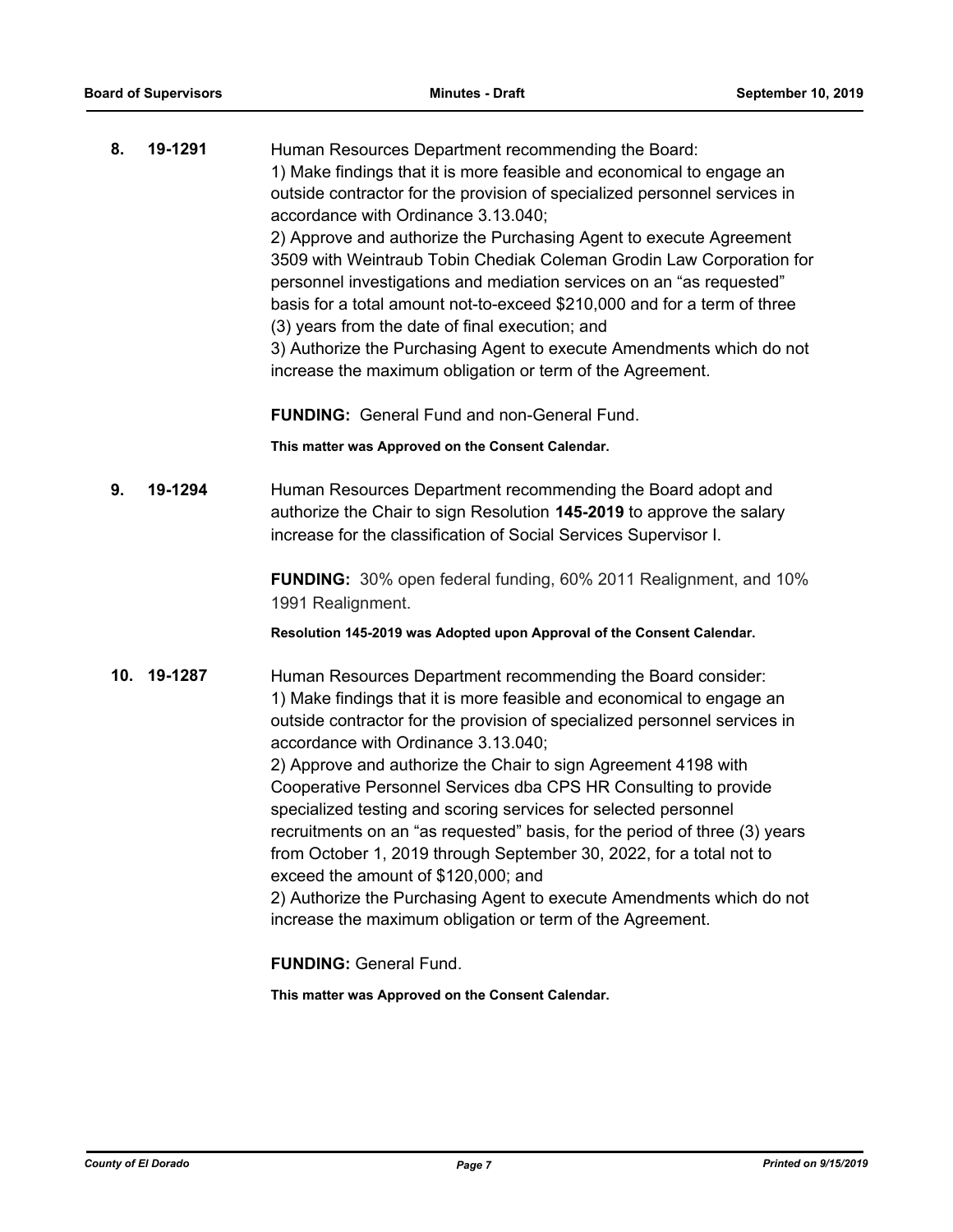**8. 19-1291** Human Resources Department recommending the Board:

1) Make findings that it is more feasible and economical to engage an outside contractor for the provision of specialized personnel services in accordance with Ordinance 3.13.040;

2) Approve and authorize the Purchasing Agent to execute Agreement 3509 with Weintraub Tobin Chediak Coleman Grodin Law Corporation for personnel investigations and mediation services on an "as requested" basis for a total amount not-to-exceed $210,000 and for a term of three (3) years from the date of final execution; and

3) Authorize the Purchasing Agent to execute Amendments which do not increase the maximum obligation or term of the Agreement.

**FUNDING:** General Fund and non-General Fund.

**This matter was Approved on the Consent Calendar.**

**9. 19-1294** Human Resources Department recommending the Board adopt and authorize the Chair to sign Resolution **145-2019** to approve the salary increase for the classification of Social Services Supervisor I.

**FUNDING:** 30% open federal funding, 60% 2011 Realignment, and 10% 1991 Realignment.

**Resolution 145-2019 was Adopted upon Approval of the Consent Calendar.**

**10. 19-1287** Human Resources Department recommending the Board consider:

1) Make findings that it is more feasible and economical to engage an outside contractor for the provision of specialized personnel services in accordance with Ordinance 3.13.040;

2) Approve and authorize the Chair to sign Agreement 4198 with Cooperative Personnel Services dba CPS HR Consulting to provide specialized testing and scoring services for selected personnel recruitments on an "as requested" basis, for the period of three (3) years from October 1, 2019 through September 30, 2022, for a total not to exceed the amount of $120,000; and

2) Authorize the Purchasing Agent to execute Amendments which do not increase the maximum obligation or term of the Agreement.

**FUNDING:** General Fund.

**This matter was Approved on the Consent Calendar.**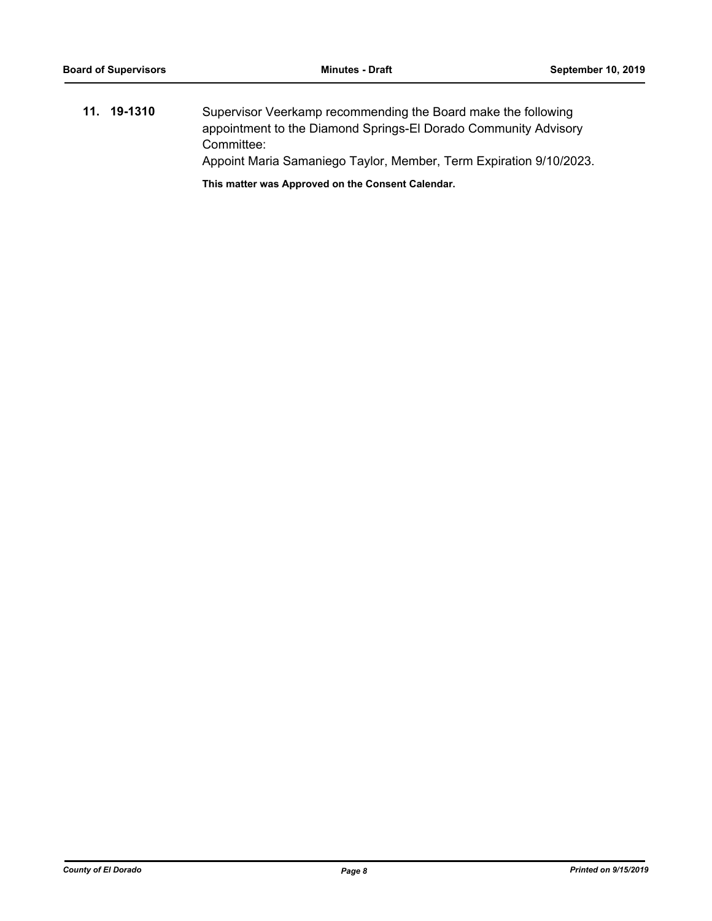**11. 19-1310**

Supervisor Veerkamp recommending the Board make the following appointment to the Diamond Springs-El Dorado Community Advisory Committee:
Appoint Maria Samaniego Taylor, Member, Term Expiration 9/10/2023.

**This matter was Approved on the Consent Calendar.**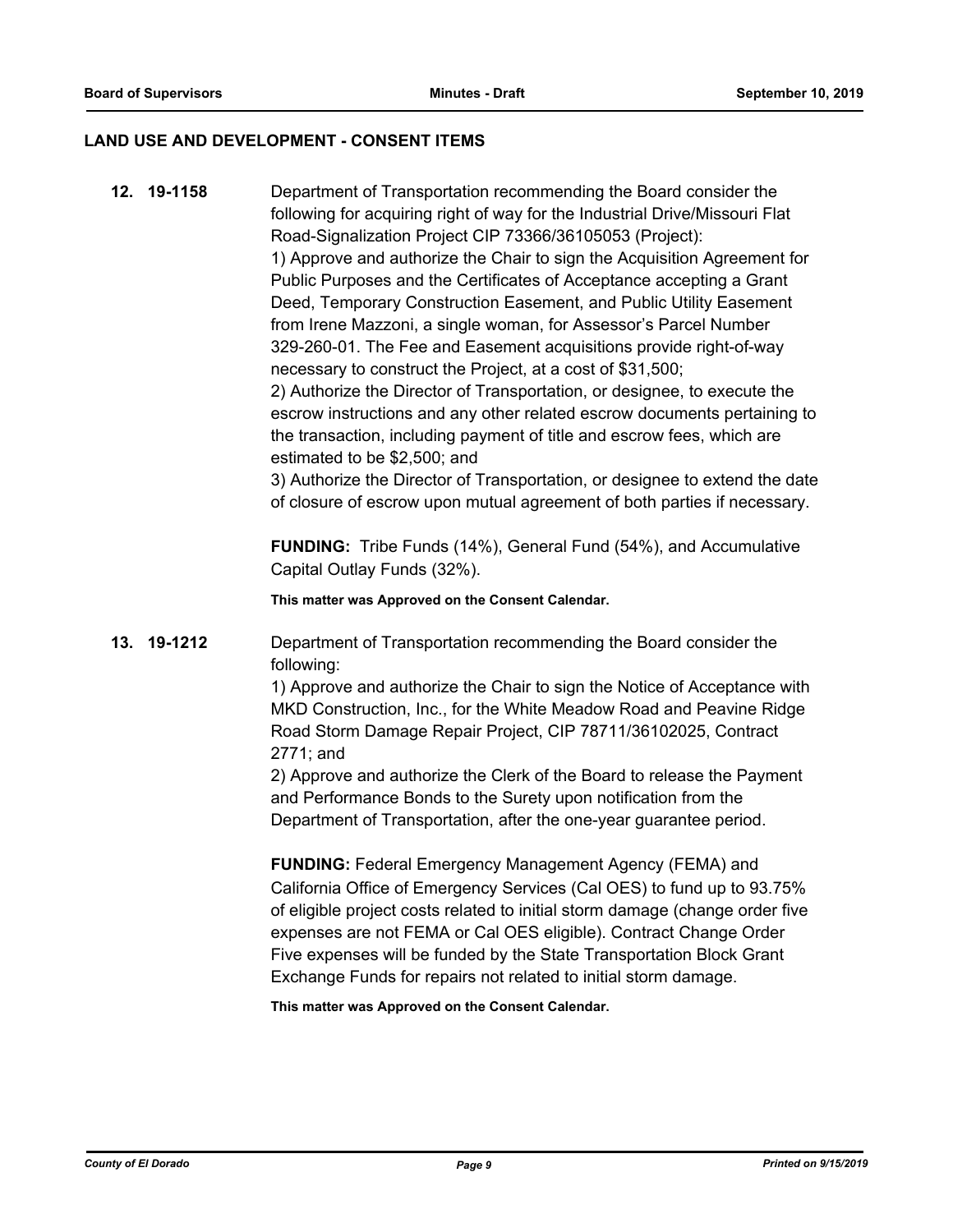## LAND USE AND DEVELOPMENT - CONSENT ITEMS

**12. 19-1158** Department of Transportation recommending the Board consider the following for acquiring right of way for the Industrial Drive/Missouri Flat Road-Signalization Project CIP 73366/36105053 (Project):

1) Approve and authorize the Chair to sign the Acquisition Agreement for Public Purposes and the Certificates of Acceptance accepting a Grant Deed, Temporary Construction Easement, and Public Utility Easement from Irene Mazzoni, a single woman, for Assessor's Parcel Number 329-260-01. The Fee and Easement acquisitions provide right-of-way necessary to construct the Project, at a cost of $31,500;

2) Authorize the Director of Transportation, or designee, to execute the escrow instructions and any other related escrow documents pertaining to the transaction, including payment of title and escrow fees, which are estimated to be $2,500; and

3) Authorize the Director of Transportation, or designee to extend the date of closure of escrow upon mutual agreement of both parties if necessary.

**FUNDING:** Tribe Funds (14%), General Fund (54%), and Accumulative Capital Outlay Funds (32%).

**This matter was Approved on the Consent Calendar.**

**13. 19-1212** Department of Transportation recommending the Board consider the following:

1) Approve and authorize the Chair to sign the Notice of Acceptance with MKD Construction, Inc., for the White Meadow Road and Peavine Ridge Road Storm Damage Repair Project, CIP 78711/36102025, Contract 2771; and

2) Approve and authorize the Clerk of the Board to release the Payment and Performance Bonds to the Surety upon notification from the Department of Transportation, after the one-year guarantee period.

**FUNDING:** Federal Emergency Management Agency (FEMA) and California Office of Emergency Services (Cal OES) to fund up to 93.75% of eligible project costs related to initial storm damage (change order five expenses are not FEMA or Cal OES eligible). Contract Change Order Five expenses will be funded by the State Transportation Block Grant Exchange Funds for repairs not related to initial storm damage.

**This matter was Approved on the Consent Calendar.**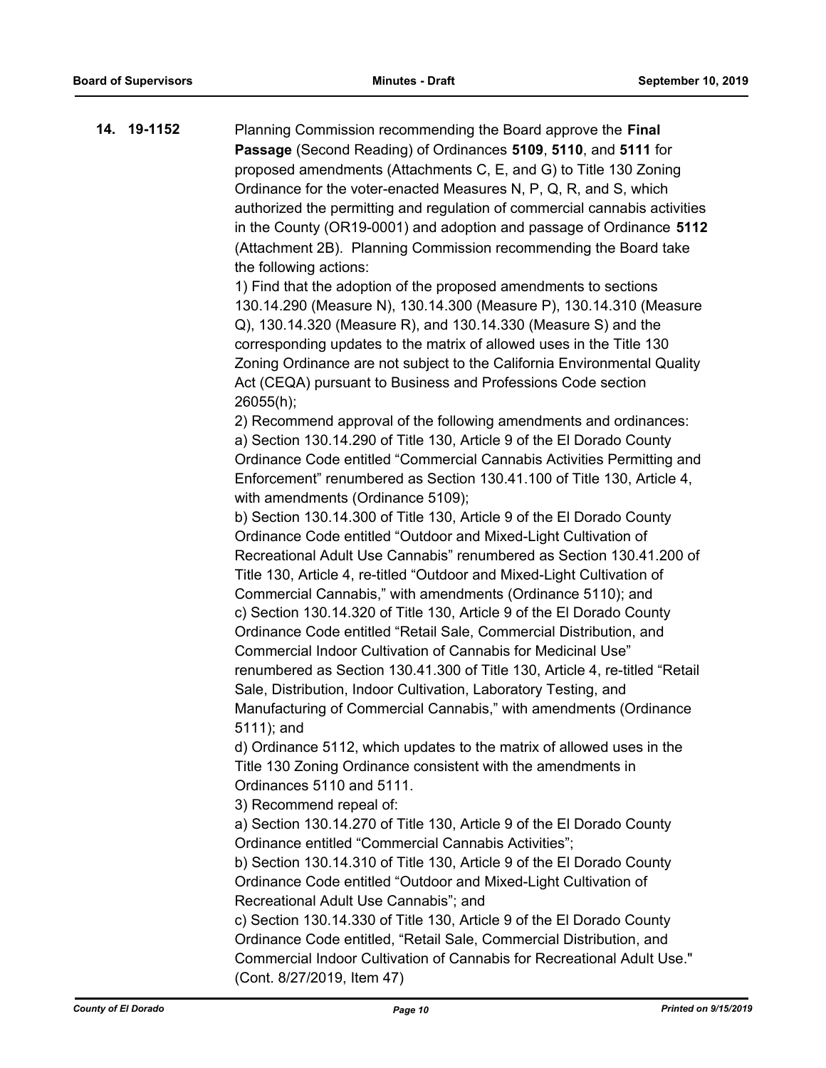**14. 19-1152** Planning Commission recommending the Board approve the **Final Passage** (Second Reading) of Ordinances **5109**, **5110**, and **5111** for proposed amendments (Attachments C, E, and G) to Title 130 Zoning Ordinance for the voter-enacted Measures N, P, Q, R, and S, which authorized the permitting and regulation of commercial cannabis activities in the County (OR19-0001) and adoption and passage of Ordinance **5112** (Attachment 2B). Planning Commission recommending the Board take the following actions:

1) Find that the adoption of the proposed amendments to sections 130.14.290 (Measure N), 130.14.300 (Measure P), 130.14.310 (Measure Q), 130.14.320 (Measure R), and 130.14.330 (Measure S) and the corresponding updates to the matrix of allowed uses in the Title 130 Zoning Ordinance are not subject to the California Environmental Quality Act (CEQA) pursuant to Business and Professions Code section 26055(h);

2) Recommend approval of the following amendments and ordinances:

a) Section 130.14.290 of Title 130, Article 9 of the El Dorado County Ordinance Code entitled "Commercial Cannabis Activities Permitting and Enforcement" renumbered as Section 130.41.100 of Title 130, Article 4, with amendments (Ordinance 5109);

b) Section 130.14.300 of Title 130, Article 9 of the El Dorado County Ordinance Code entitled "Outdoor and Mixed-Light Cultivation of Recreational Adult Use Cannabis" renumbered as Section 130.41.200 of Title 130, Article 4, re-titled "Outdoor and Mixed-Light Cultivation of Commercial Cannabis," with amendments (Ordinance 5110); and

c) Section 130.14.320 of Title 130, Article 9 of the El Dorado County Ordinance Code entitled "Retail Sale, Commercial Distribution, and Commercial Indoor Cultivation of Cannabis for Medicinal Use" renumbered as Section 130.41.300 of Title 130, Article 4, re-titled "Retail Sale, Distribution, Indoor Cultivation, Laboratory Testing, and Manufacturing of Commercial Cannabis," with amendments (Ordinance 5111); and

d) Ordinance 5112, which updates to the matrix of allowed uses in the Title 130 Zoning Ordinance consistent with the amendments in Ordinances 5110 and 5111.

3) Recommend repeal of:

a) Section 130.14.270 of Title 130, Article 9 of the El Dorado County Ordinance entitled "Commercial Cannabis Activities";

b) Section 130.14.310 of Title 130, Article 9 of the El Dorado County Ordinance Code entitled "Outdoor and Mixed-Light Cultivation of Recreational Adult Use Cannabis"; and

c) Section 130.14.330 of Title 130, Article 9 of the El Dorado County Ordinance Code entitled, "Retail Sale, Commercial Distribution, and Commercial Indoor Cultivation of Cannabis for Recreational Adult Use." (Cont. 8/27/2019, Item 47)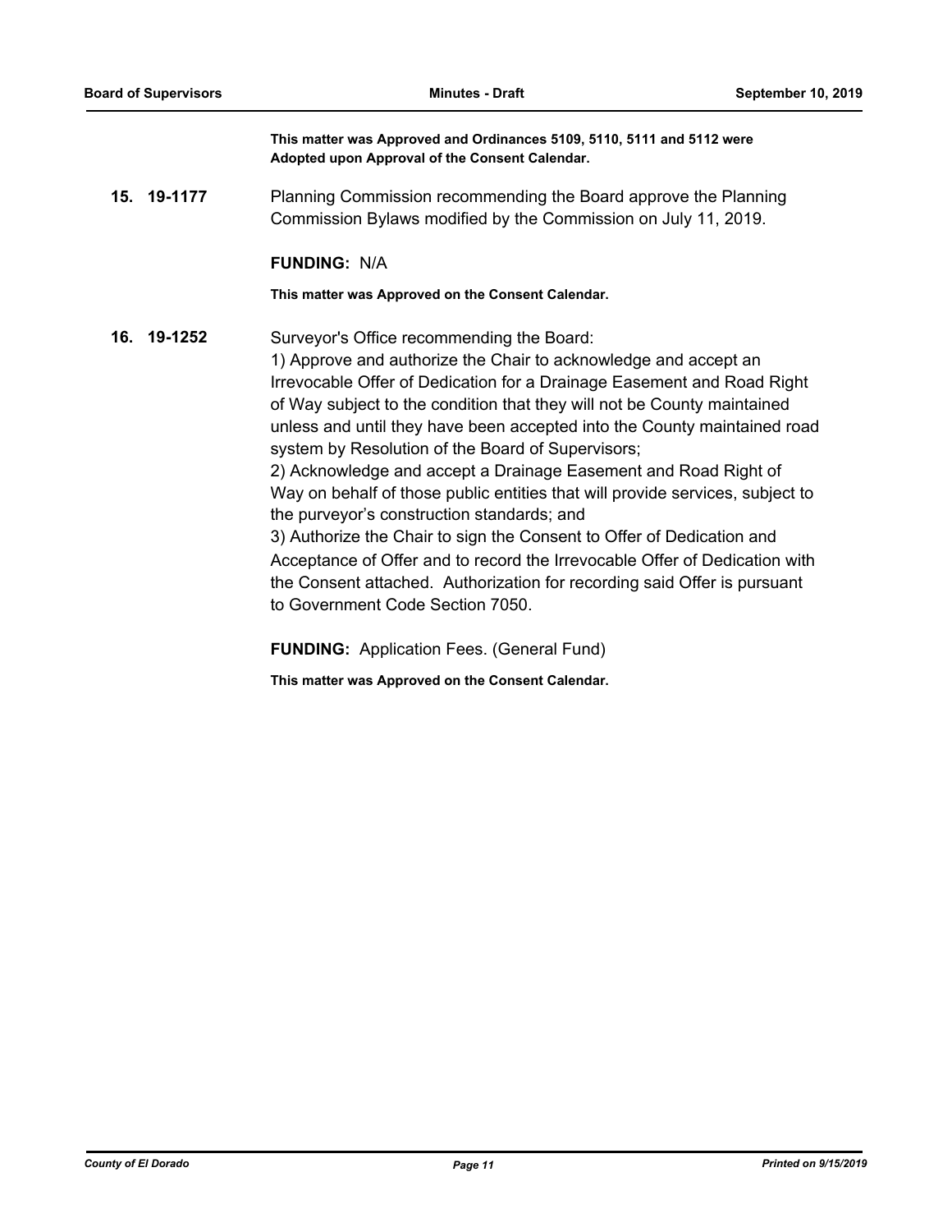**This matter was Approved and Ordinances 5109, 5110, 5111 and 5112 were Adopted upon Approval of the Consent Calendar.**

**15. 19-1177** Planning Commission recommending the Board approve the Planning Commission Bylaws modified by the Commission on July 11, 2019.

**FUNDING:** N/A

**This matter was Approved on the Consent Calendar.**

**16. 19-1252** Surveyor's Office recommending the Board:

1) Approve and authorize the Chair to acknowledge and accept an Irrevocable Offer of Dedication for a Drainage Easement and Road Right of Way subject to the condition that they will not be County maintained unless and until they have been accepted into the County maintained road system by Resolution of the Board of Supervisors;

2) Acknowledge and accept a Drainage Easement and Road Right of Way on behalf of those public entities that will provide services, subject to the purveyor's construction standards; and

3) Authorize the Chair to sign the Consent to Offer of Dedication and Acceptance of Offer and to record the Irrevocable Offer of Dedication with the Consent attached. Authorization for recording said Offer is pursuant to Government Code Section 7050.

**FUNDING:** Application Fees. (General Fund)

**This matter was Approved on the Consent Calendar.**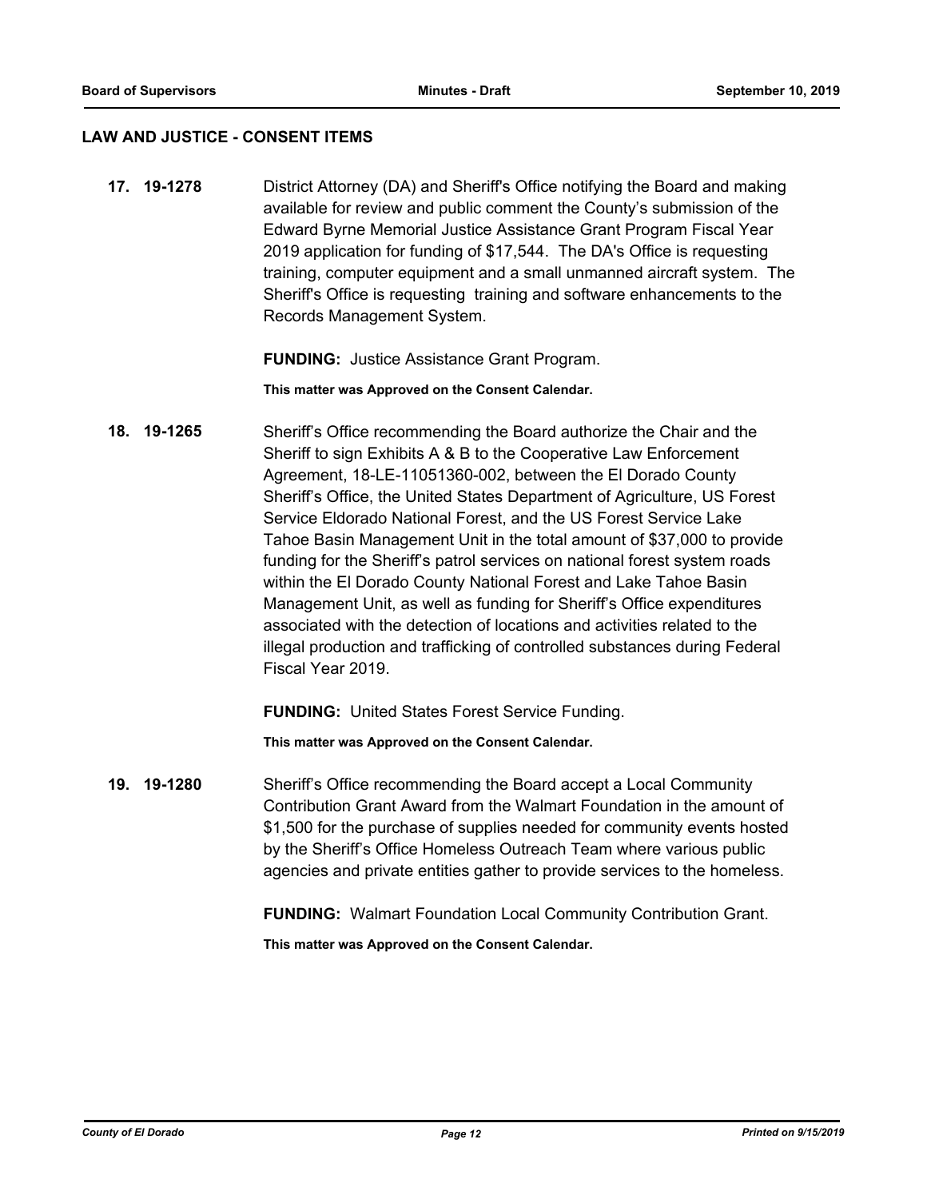## LAW AND JUSTICE - CONSENT ITEMS

**17. 19-1278** District Attorney (DA) and Sheriff's Office notifying the Board and making available for review and public comment the County's submission of the Edward Byrne Memorial Justice Assistance Grant Program Fiscal Year 2019 application for funding of $17,544. The DA's Office is requesting training, computer equipment and a small unmanned aircraft system. The Sheriff's Office is requesting training and software enhancements to the Records Management System.

**FUNDING:** Justice Assistance Grant Program.

**This matter was Approved on the Consent Calendar.**

**18. 19-1265** Sheriff's Office recommending the Board authorize the Chair and the Sheriff to sign Exhibits A & B to the Cooperative Law Enforcement Agreement, 18-LE-11051360-002, between the El Dorado County Sheriff's Office, the United States Department of Agriculture, US Forest Service Eldorado National Forest, and the US Forest Service Lake Tahoe Basin Management Unit in the total amount of $37,000 to provide funding for the Sheriff's patrol services on national forest system roads within the El Dorado County National Forest and Lake Tahoe Basin Management Unit, as well as funding for Sheriff's Office expenditures associated with the detection of locations and activities related to the illegal production and trafficking of controlled substances during Federal Fiscal Year 2019.

**FUNDING:** United States Forest Service Funding.

**This matter was Approved on the Consent Calendar.**

**19. 19-1280** Sheriff's Office recommending the Board accept a Local Community Contribution Grant Award from the Walmart Foundation in the amount of $1,500 for the purchase of supplies needed for community events hosted by the Sheriff's Office Homeless Outreach Team where various public agencies and private entities gather to provide services to the homeless.

**FUNDING:** Walmart Foundation Local Community Contribution Grant.

**This matter was Approved on the Consent Calendar.**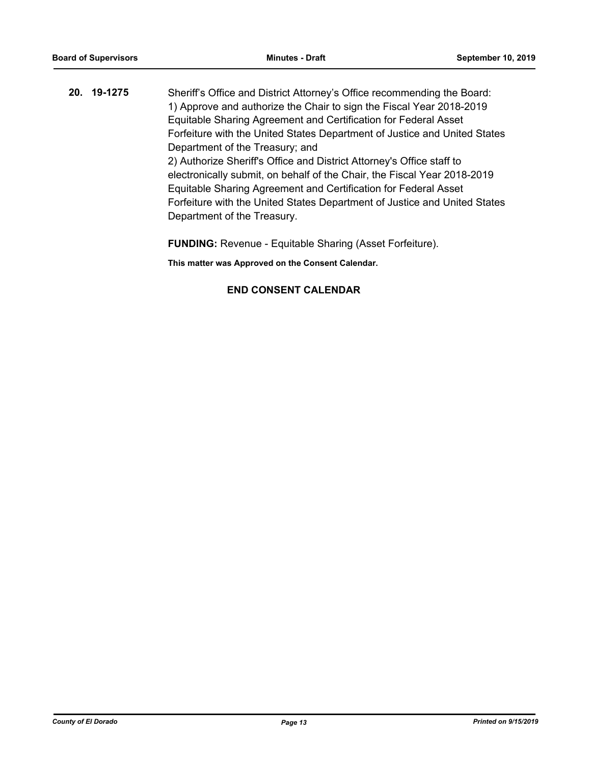**20. 19-1275**

Sheriff’s Office and District Attorney’s Office recommending the Board:
1) Approve and authorize the Chair to sign the Fiscal Year 2018-2019 Equitable Sharing Agreement and Certification for Federal Asset Forfeiture with the United States Department of Justice and United States Department of the Treasury; and
2) Authorize Sheriff's Office and District Attorney's Office staff to electronically submit, on behalf of the Chair, the Fiscal Year 2018-2019 Equitable Sharing Agreement and Certification for Federal Asset Forfeiture with the United States Department of Justice and United States Department of the Treasury.

**FUNDING:** Revenue - Equitable Sharing (Asset Forfeiture).

**This matter was Approved on the Consent Calendar.**

**END CONSENT CALENDAR**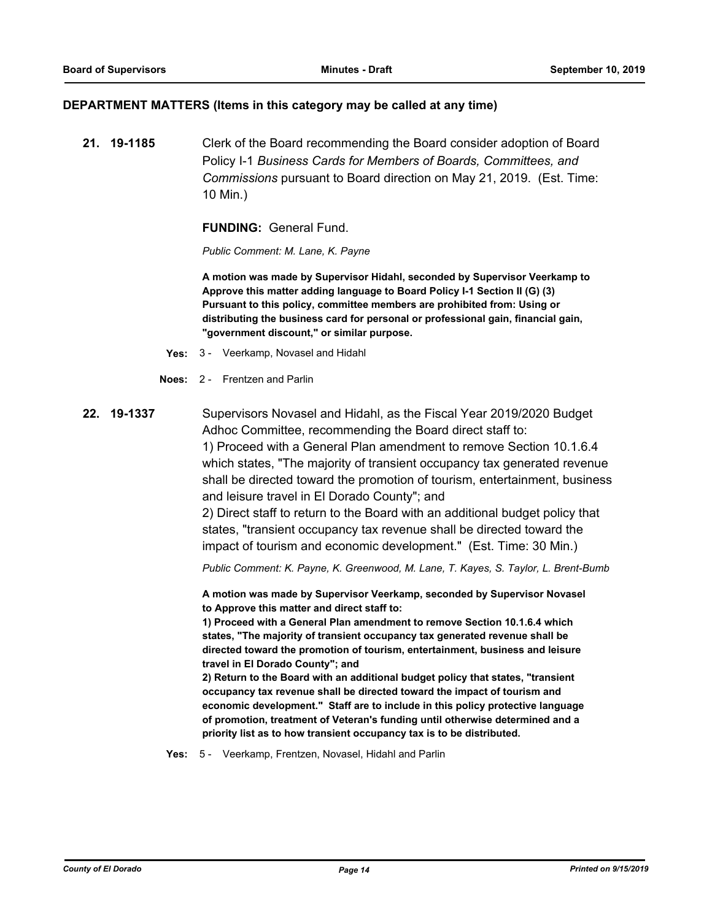## DEPARTMENT MATTERS (Items in this category may be called at any time)

**21. 19-1185** Clerk of the Board recommending the Board consider adoption of Board Policy I-1 *Business Cards for Members of Boards, Committees, and Commissions* pursuant to Board direction on May 21, 2019. (Est. Time: 10 Min.)

**FUNDING:** General Fund.

*Public Comment: M. Lane, K. Payne*

**A motion was made by Supervisor Hidahl, seconded by Supervisor Veerkamp to Approve this matter adding language to Board Policy I-1 Section II (G) (3) Pursuant to this policy, committee members are prohibited from: Using or distributing the business card for personal or professional gain, financial gain, "government discount," or similar purpose.**

**Yes:** 3 - Veerkamp, Novasel and Hidahl

**Noes:** 2 - Frentzen and Parlin

**22. 19-1337** Supervisors Novasel and Hidahl, as the Fiscal Year 2019/2020 Budget Adhoc Committee, recommending the Board direct staff to:

1) Proceed with a General Plan amendment to remove Section 10.1.6.4 which states, "The majority of transient occupancy tax generated revenue shall be directed toward the promotion of tourism, entertainment, business and leisure travel in El Dorado County"; and

2) Direct staff to return to the Board with an additional budget policy that states, "transient occupancy tax revenue shall be directed toward the impact of tourism and economic development." (Est. Time: 30 Min.)

*Public Comment: K. Payne, K. Greenwood, M. Lane, T. Kayes, S. Taylor, L. Brent-Bumb*

**A motion was made by Supervisor Veerkamp, seconded by Supervisor Novasel to Approve this matter and direct staff to:**

**1) Proceed with a General Plan amendment to remove Section 10.1.6.4 which states, "The majority of transient occupancy tax generated revenue shall be directed toward the promotion of tourism, entertainment, business and leisure travel in El Dorado County"; and**

**2) Return to the Board with an additional budget policy that states, "transient occupancy tax revenue shall be directed toward the impact of tourism and economic development." Staff are to include in this policy protective language of promotion, treatment of Veteran's funding until otherwise determined and a priority list as to how transient occupancy tax is to be distributed.**

**Yes:** 5 - Veerkamp, Frentzen, Novasel, Hidahl and Parlin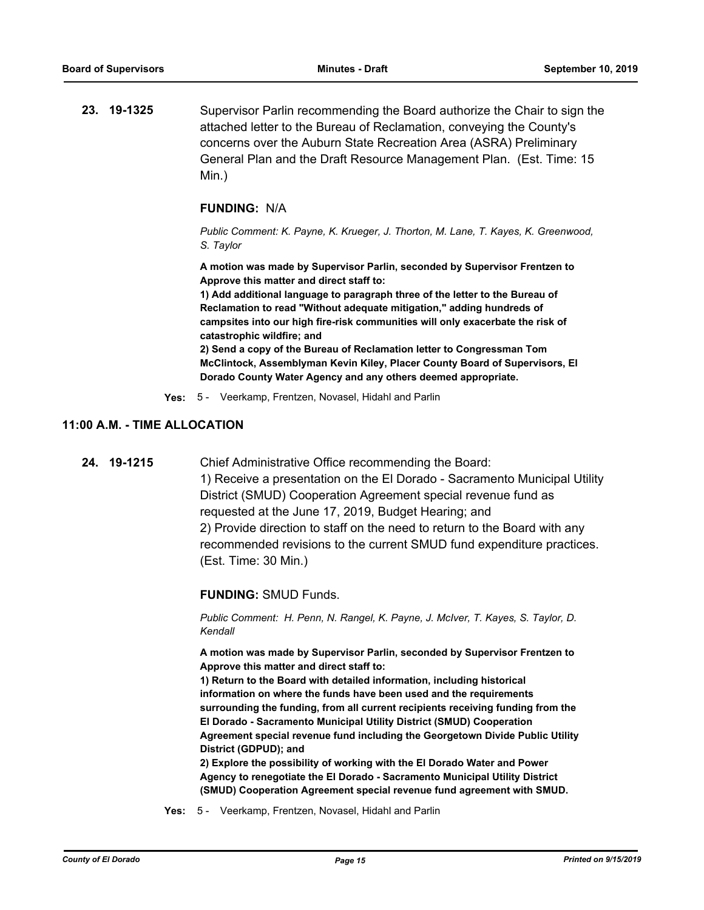**23. 19-1325** Supervisor Parlin recommending the Board authorize the Chair to sign the attached letter to the Bureau of Reclamation, conveying the County's concerns over the Auburn State Recreation Area (ASRA) Preliminary General Plan and the Draft Resource Management Plan. (Est. Time: 15 Min.)

**FUNDING:** N/A

*Public Comment: K. Payne, K. Krueger, J. Thorton, M. Lane, T. Kayes, K. Greenwood, S. Taylor*

**A motion was made by Supervisor Parlin, seconded by Supervisor Frentzen to Approve this matter and direct staff to:**
**1) Add additional language to paragraph three of the letter to the Bureau of Reclamation to read "Without adequate mitigation," adding hundreds of campsites into our high fire-risk communities will only exacerbate the risk of catastrophic wildfire; and**
**2) Send a copy of the Bureau of Reclamation letter to Congressman Tom McClintock, Assemblyman Kevin Kiley, Placer County Board of Supervisors, El Dorado County Water Agency and any others deemed appropriate.**

**Yes:** 5 - Veerkamp, Frentzen, Novasel, Hidahl and Parlin

## 11:00 A.M. - TIME ALLOCATION

**24. 19-1215** Chief Administrative Office recommending the Board:
1) Receive a presentation on the El Dorado - Sacramento Municipal Utility District (SMUD) Cooperation Agreement special revenue fund as requested at the June 17, 2019, Budget Hearing; and
2) Provide direction to staff on the need to return to the Board with any recommended revisions to the current SMUD fund expenditure practices. (Est. Time: 30 Min.)

**FUNDING:** SMUD Funds.

*Public Comment: H. Penn, N. Rangel, K. Payne, J. McIver, T. Kayes, S. Taylor, D. Kendall*

**A motion was made by Supervisor Parlin, seconded by Supervisor Frentzen to Approve this matter and direct staff to:**
**1) Return to the Board with detailed information, including historical information on where the funds have been used and the requirements surrounding the funding, from all current recipients receiving funding from the El Dorado - Sacramento Municipal Utility District (SMUD) Cooperation Agreement special revenue fund including the Georgetown Divide Public Utility District (GDPUD); and**
**2) Explore the possibility of working with the El Dorado Water and Power Agency to renegotiate the El Dorado - Sacramento Municipal Utility District (SMUD) Cooperation Agreement special revenue fund agreement with SMUD.**

**Yes:** 5 - Veerkamp, Frentzen, Novasel, Hidahl and Parlin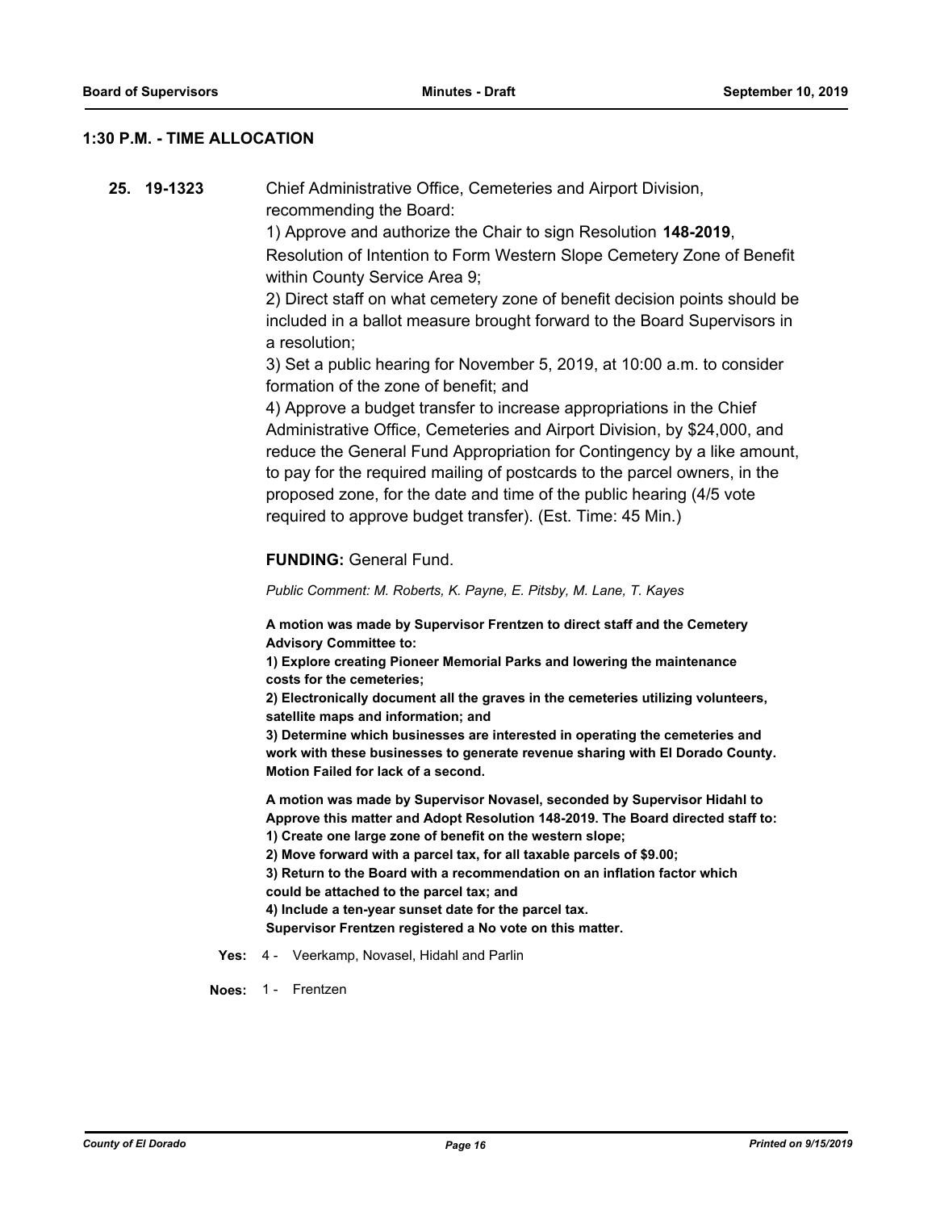## 1:30 P.M. - TIME ALLOCATION

**25. 19-1323** Chief Administrative Office, Cemeteries and Airport Division, recommending the Board:

1) Approve and authorize the Chair to sign Resolution **148-2019**, Resolution of Intention to Form Western Slope Cemetery Zone of Benefit within County Service Area 9;

2) Direct staff on what cemetery zone of benefit decision points should be included in a ballot measure brought forward to the Board Supervisors in a resolution;

3) Set a public hearing for November 5, 2019, at 10:00 a.m. to consider formation of the zone of benefit; and

4) Approve a budget transfer to increase appropriations in the Chief Administrative Office, Cemeteries and Airport Division, by $24,000, and reduce the General Fund Appropriation for Contingency by a like amount, to pay for the required mailing of postcards to the parcel owners, in the proposed zone, for the date and time of the public hearing (4/5 vote required to approve budget transfer). (Est. Time: 45 Min.)

**FUNDING:** General Fund.

*Public Comment: M. Roberts, K. Payne, E. Pitsby, M. Lane, T. Kayes*

**A motion was made by Supervisor Frentzen to direct staff and the Cemetery Advisory Committee to:**
**1) Explore creating Pioneer Memorial Parks and lowering the maintenance costs for the cemeteries;**
**2) Electronically document all the graves in the cemeteries utilizing volunteers, satellite maps and information; and**
**3) Determine which businesses are interested in operating the cemeteries and work with these businesses to generate revenue sharing with El Dorado County.**
**Motion Failed for lack of a second.**

**A motion was made by Supervisor Novasel, seconded by Supervisor Hidahl to Approve this matter and Adopt Resolution 148-2019. The Board directed staff to:**
**1) Create one large zone of benefit on the western slope;**
**2) Move forward with a parcel tax, for all taxable parcels of $9.00;**
**3) Return to the Board with a recommendation on an inflation factor which could be attached to the parcel tax; and**
**4) Include a ten-year sunset date for the parcel tax.**
**Supervisor Frentzen registered a No vote on this matter.**

**Yes:** 4 - Veerkamp, Novasel, Hidahl and Parlin

**Noes:** 1 - Frentzen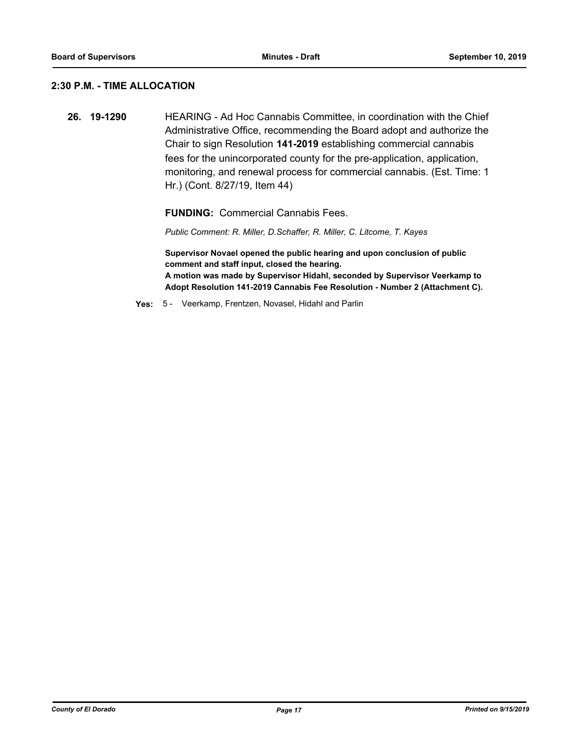## 2:30 P.M. - TIME ALLOCATION

**26. 19-1290** HEARING - Ad Hoc Cannabis Committee, in coordination with the Chief Administrative Office, recommending the Board adopt and authorize the Chair to sign Resolution **141-2019** establishing commercial cannabis fees for the unincorporated county for the pre-application, application, monitoring, and renewal process for commercial cannabis. (Est. Time: 1 Hr.) (Cont. 8/27/19, Item 44)

**FUNDING:** Commercial Cannabis Fees.

*Public Comment: R. Miller, D.Schaffer, R. Miller, C. Litcome, T. Kayes*

**Supervisor Novael opened the public hearing and upon conclusion of public comment and staff input, closed the hearing.**
**A motion was made by Supervisor Hidahl, seconded by Supervisor Veerkamp to Adopt Resolution 141-2019 Cannabis Fee Resolution - Number 2 (Attachment C).**

**Yes:** 5 - Veerkamp, Frentzen, Novasel, Hidahl and Parlin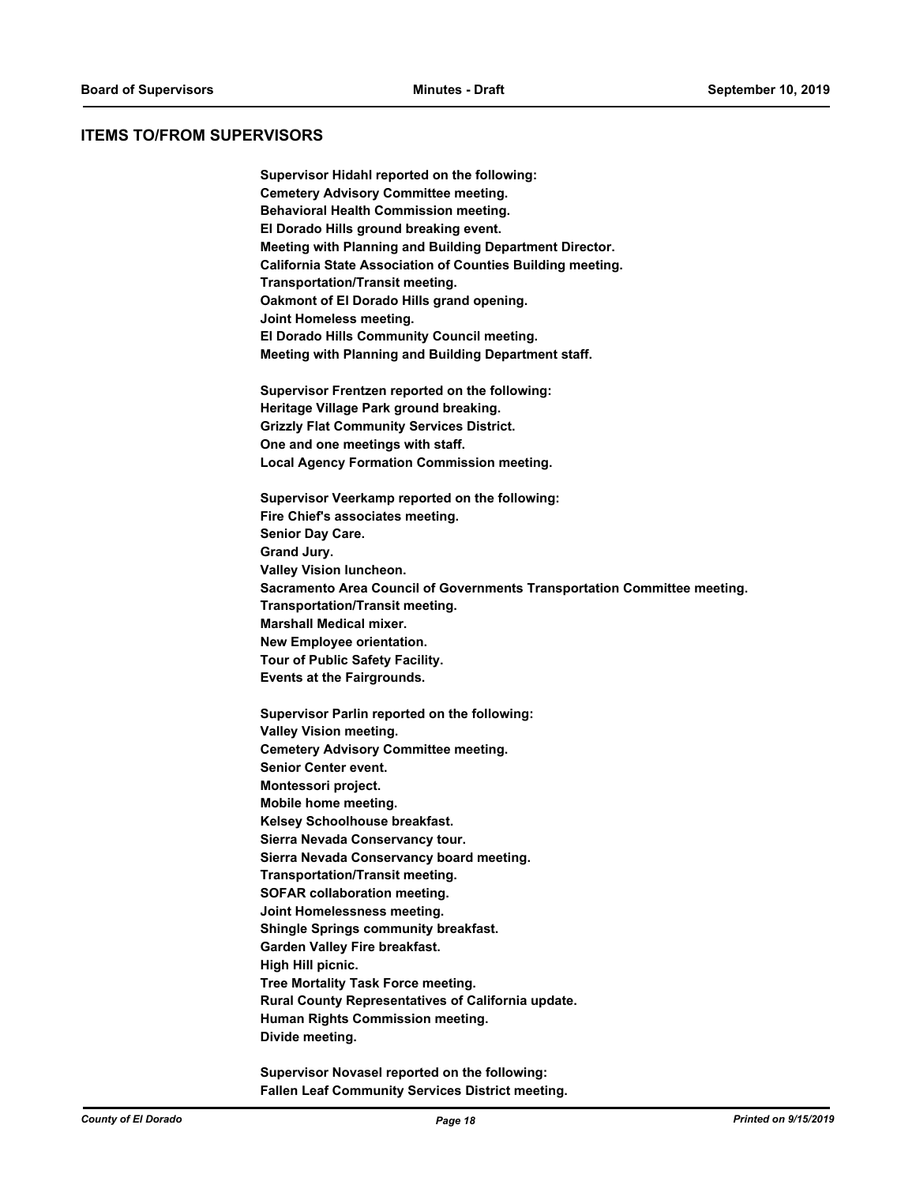## ITEMS TO/FROM SUPERVISORS

**Supervisor Hidahl reported on the following:**
**Cemetery Advisory Committee meeting.**
**Behavioral Health Commission meeting.**
**El Dorado Hills ground breaking event.**
**Meeting with Planning and Building Department Director.**
**California State Association of Counties Building meeting.**
**Transportation/Transit meeting.**
**Oakmont of El Dorado Hills grand opening.**
**Joint Homeless meeting.**
**El Dorado Hills Community Council meeting.**
**Meeting with Planning and Building Department staff.**

**Supervisor Frentzen reported on the following:**
**Heritage Village Park ground breaking.**
**Grizzly Flat Community Services District.**
**One and one meetings with staff.**
**Local Agency Formation Commission meeting.**

**Supervisor Veerkamp reported on the following:**
**Fire Chief's associates meeting.**
**Senior Day Care.**
**Grand Jury.**
**Valley Vision luncheon.**
**Sacramento Area Council of Governments Transportation Committee meeting.**
**Transportation/Transit meeting.**
**Marshall Medical mixer.**
**New Employee orientation.**
**Tour of Public Safety Facility.**
**Events at the Fairgrounds.**

**Supervisor Parlin reported on the following:**
**Valley Vision meeting.**
**Cemetery Advisory Committee meeting.**
**Senior Center event.**
**Montessori project.**
**Mobile home meeting.**
**Kelsey Schoolhouse breakfast.**
**Sierra Nevada Conservancy tour.**
**Sierra Nevada Conservancy board meeting.**
**Transportation/Transit meeting.**
**SOFAR collaboration meeting.**
**Joint Homelessness meeting.**
**Shingle Springs community breakfast.**
**Garden Valley Fire breakfast.**
**High Hill picnic.**
**Tree Mortality Task Force meeting.**
**Rural County Representatives of California update.**
**Human Rights Commission meeting.**
**Divide meeting.**

**Supervisor Novasel reported on the following:**
**Fallen Leaf Community Services District meeting.**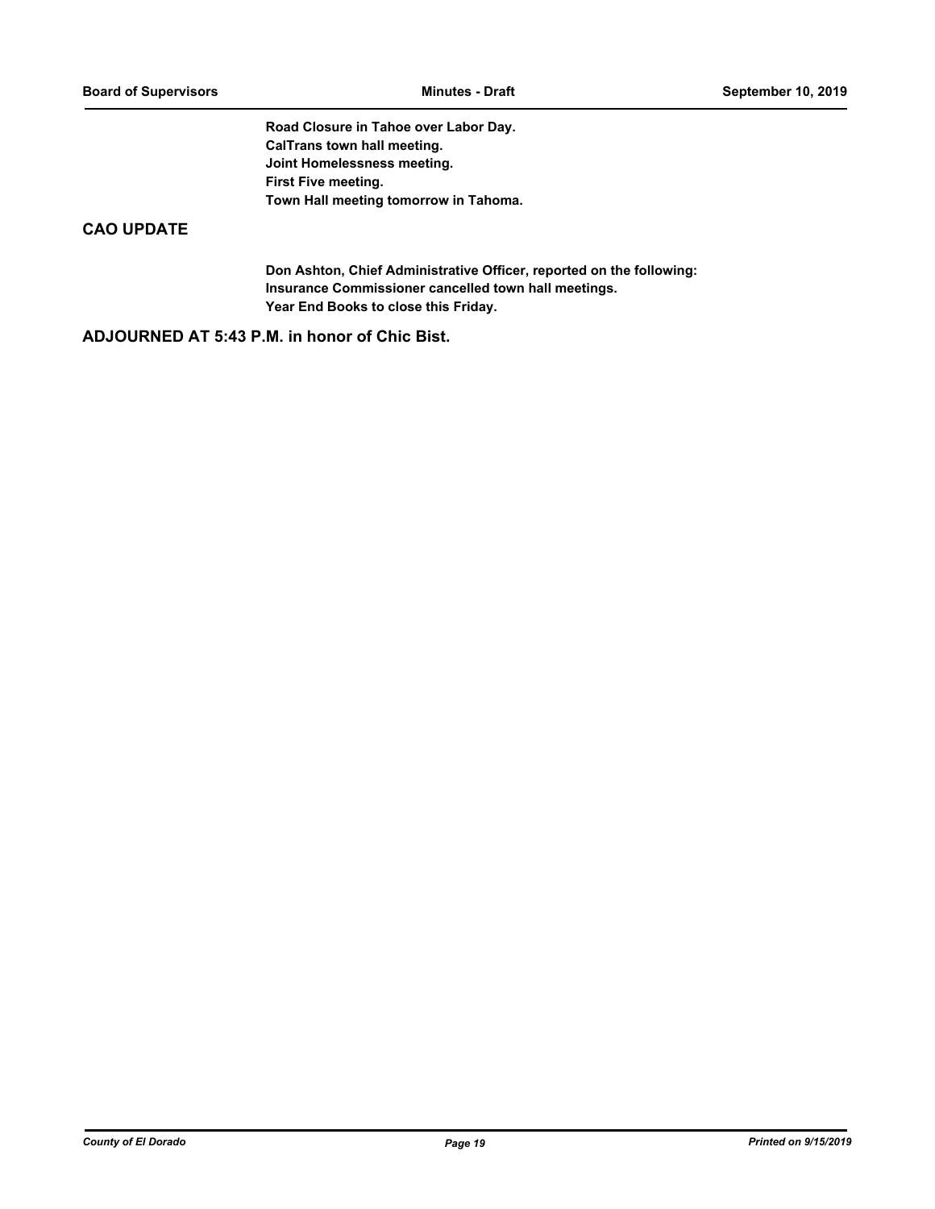**Road Closure in Tahoe over Labor Day.**
**CalTrans town hall meeting.**
**Joint Homelessness meeting.**
**First Five meeting.**
**Town Hall meeting tomorrow in Tahoma.**

## CAO UPDATE

**Don Ashton, Chief Administrative Officer, reported on the following:**
**Insurance Commissioner cancelled town hall meetings.**
**Year End Books to close this Friday.**

## ADJOURNED AT 5:43 P.M. in honor of Chic Bist.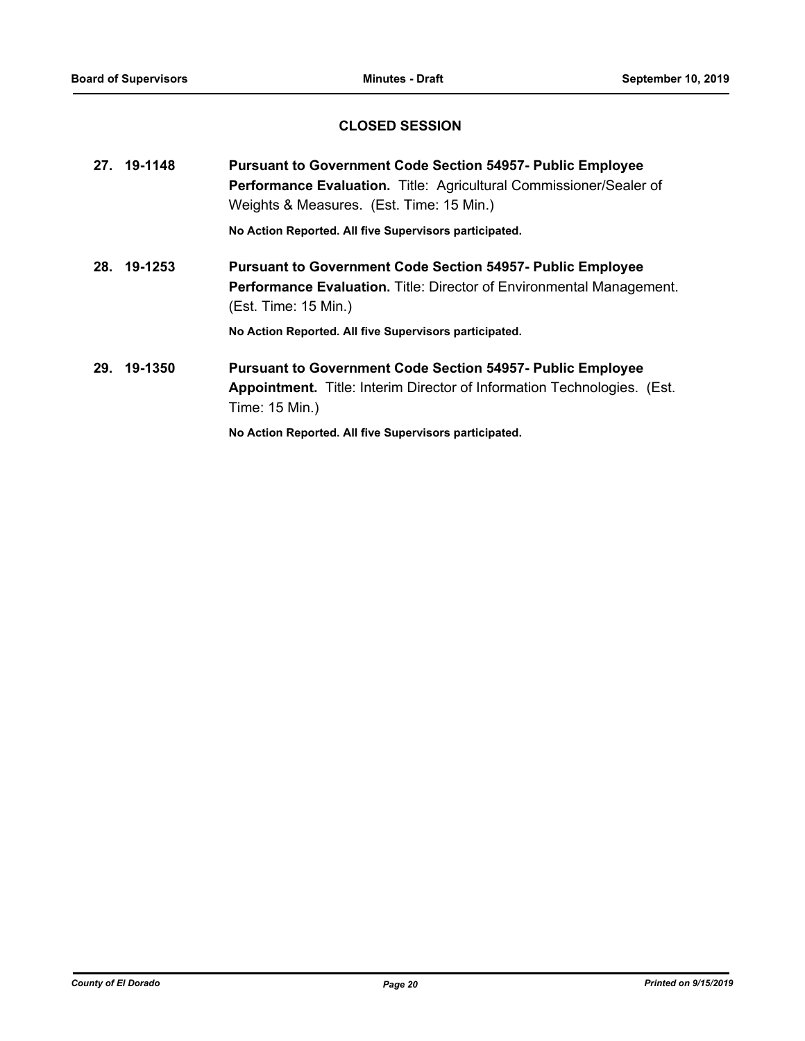## CLOSED SESSION

**27. 19-1148** **Pursuant to Government Code Section 54957- Public Employee Performance Evaluation.** Title: Agricultural Commissioner/Sealer of Weights & Measures. (Est. Time: 15 Min.)

**No Action Reported. All five Supervisors participated.**

**28. 19-1253** **Pursuant to Government Code Section 54957- Public Employee Performance Evaluation.** Title: Director of Environmental Management. (Est. Time: 15 Min.)

**No Action Reported. All five Supervisors participated.**

**29. 19-1350** **Pursuant to Government Code Section 54957- Public Employee Appointment.** Title: Interim Director of Information Technologies. (Est. Time: 15 Min.)

**No Action Reported. All five Supervisors participated.**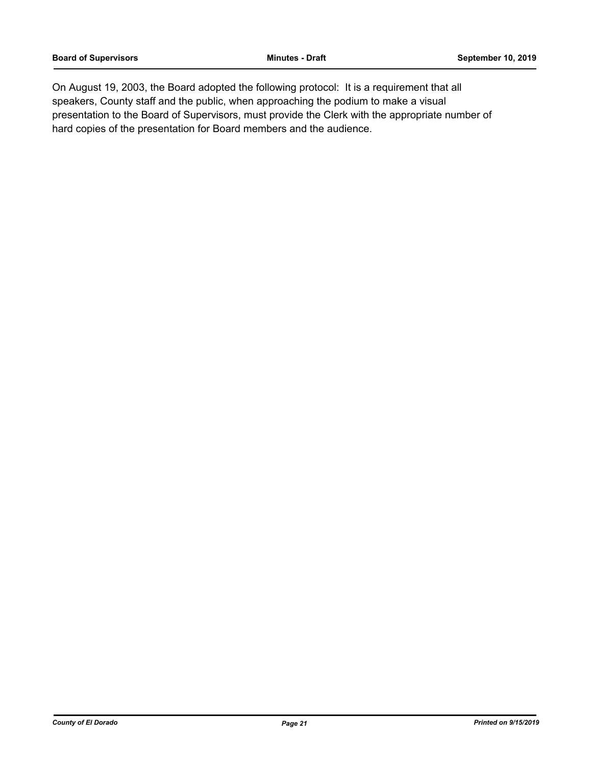On August 19, 2003, the Board adopted the following protocol: It is a requirement that all speakers, County staff and the public, when approaching the podium to make a visual presentation to the Board of Supervisors, must provide the Clerk with the appropriate number of hard copies of the presentation for Board members and the audience.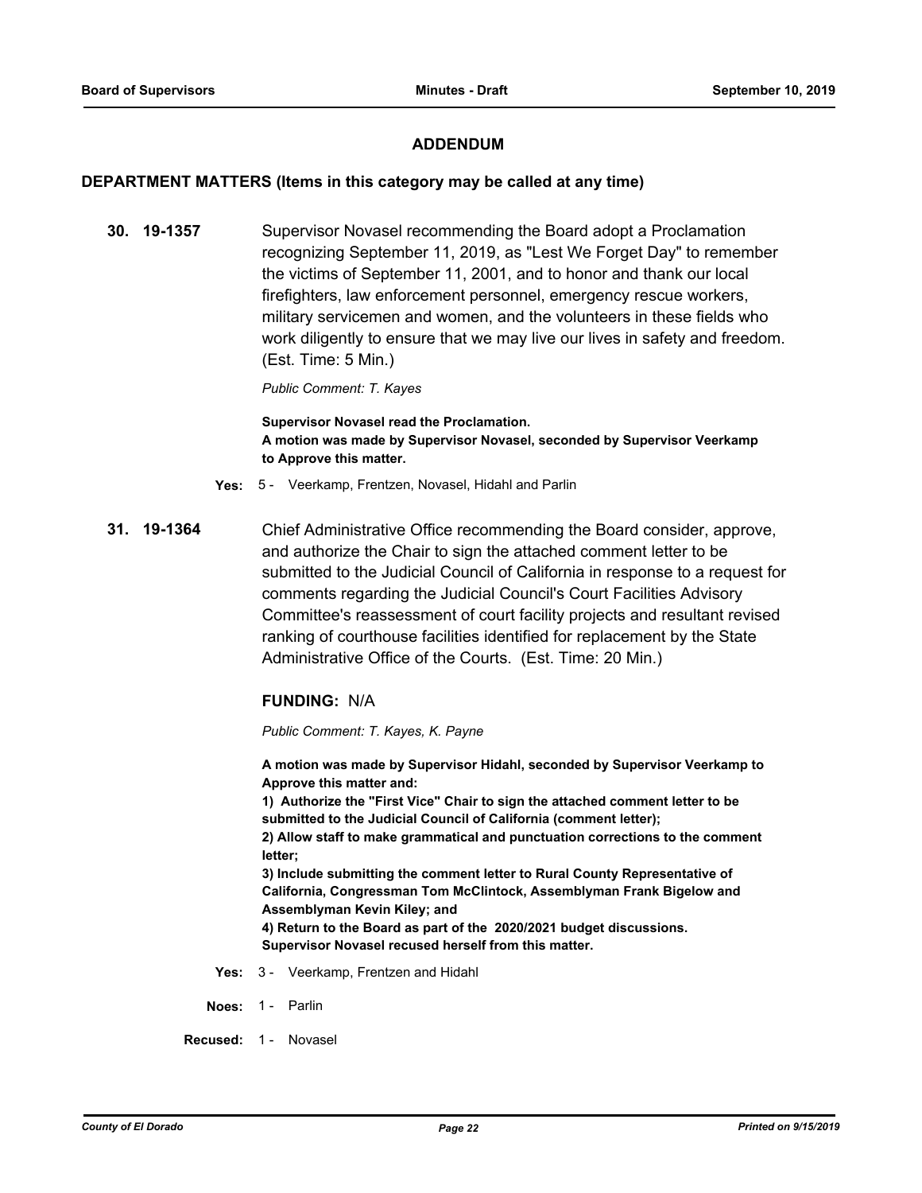## ADDENDUM

### DEPARTMENT MATTERS (Items in this category may be called at any time)

**30. 19-1357** Supervisor Novasel recommending the Board adopt a Proclamation recognizing September 11, 2019, as "Lest We Forget Day" to remember the victims of September 11, 2001, and to honor and thank our local firefighters, law enforcement personnel, emergency rescue workers, military servicemen and women, and the volunteers in these fields who work diligently to ensure that we may live our lives in safety and freedom. (Est. Time: 5 Min.)

*Public Comment: T. Kayes*

**Supervisor Novasel read the Proclamation.**
**A motion was made by Supervisor Novasel, seconded by Supervisor Veerkamp to Approve this matter.**

**Yes:** 5 - Veerkamp, Frentzen, Novasel, Hidahl and Parlin

**31. 19-1364** Chief Administrative Office recommending the Board consider, approve, and authorize the Chair to sign the attached comment letter to be submitted to the Judicial Council of California in response to a request for comments regarding the Judicial Council's Court Facilities Advisory Committee's reassessment of court facility projects and resultant revised ranking of courthouse facilities identified for replacement by the State Administrative Office of the Courts. (Est. Time: 20 Min.)

**FUNDING:** N/A

*Public Comment: T. Kayes, K. Payne*

**A motion was made by Supervisor Hidahl, seconded by Supervisor Veerkamp to Approve this matter and:**
**1) Authorize the "First Vice" Chair to sign the attached comment letter to be submitted to the Judicial Council of California (comment letter);**
**2) Allow staff to make grammatical and punctuation corrections to the comment letter;**
**3) Include submitting the comment letter to Rural County Representative of California, Congressman Tom McClintock, Assemblyman Frank Bigelow and Assemblyman Kevin Kiley; and**
**4) Return to the Board as part of the 2020/2021 budget discussions.**
**Supervisor Novasel recused herself from this matter.**

**Yes:** 3 - Veerkamp, Frentzen and Hidahl

**Noes:** 1 - Parlin

**Recused:** 1 - Novasel